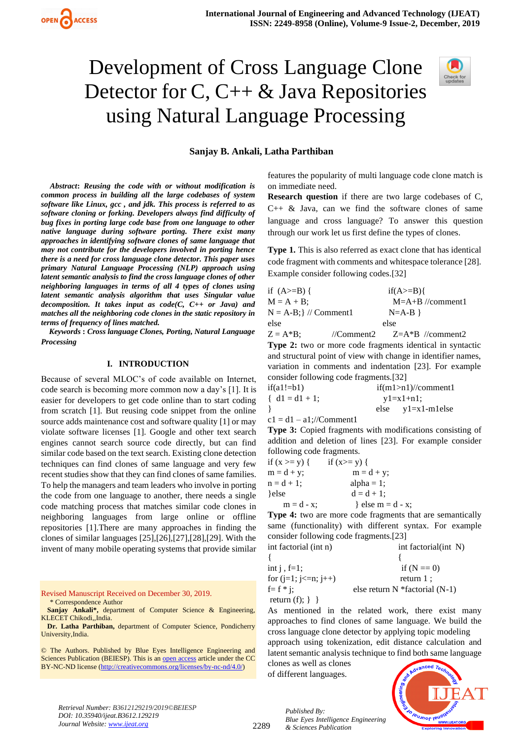# Development of Cross Language Clone Detector for C, C++ & Java Repositories using Natural Language Processing

**Sanjay B. Ankali, Latha Parthiban**

***Abstract*: *Reusing the code with or without modification is common process in building all the large codebases of system software like Linux, gcc , and jdk. This process is referred to as software cloning or forking. Developers always find difficulty of bug fixes in porting large code base from one language to other native language during software porting. There exist many approaches in identifying software clones of same language that may not contribute for the developers involved in porting hence there is a need for cross language clone detector. This paper uses primary Natural Language Processing (NLP) approach using latent semantic analysis to find the cross language clones of other neighboring languages in terms of all 4 types of clones using latent semantic analysis algorithm that uses Singular value decomposition. It takes input as code(C, C++ or Java) and matches all the neighboring code clones in the static repository in terms of frequency of lines matched.***

***Keywords* : *Cross language Clones, Porting, Natural Language Processing***

## I. INTRODUCTION

Because of several MLOC's of code available on Internet, code search is becoming more common now a day's [1]. It is easier for developers to get code online than to start coding from scratch [1]. But reusing code snippet from the online source adds maintenance cost and software quality [1] or may violate software licenses [1]. Google and other text search engines cannot search source code directly, but can find similar code based on the text search. Existing clone detection techniques can find clones of same language and very few recent studies show that they can find clones of same families. To help the managers and team leaders who involve in porting the code from one language to another, there needs a single code matching process that matches similar code clones in neighboring languages from large online or offline repositories [1].There are many approaches in finding the clones of similar languages [25],[26],[27],[28],[29]. With the invent of many mobile operating systems that provide similar features the popularity of multi language code clone match is on immediate need.

**Research question** if there are two large codebases of C, C++ & Java, can we find the software clones of same language and cross language? To answer this question through our work let us first define the types of clones.

**Type 1.** This is also referred as exact clone that has identical code fragment with comments and whitespace tolerance [28]. Example consider following codes.[32]

```
if  (A>=B) {                        if(A>=B){
M = A + B;                            M=A+B //comment1
N = A-B;} // Comment1               N=A-B }
else                               else
Z = A*B;          //Comment2        Z=A*B  //comment2
```

**Type 2:** two or more code fragments identical in syntactic and structural point of view with change in identifier names, variation in comments and indentation [23]. For example consider following code fragments.[32]

```
if(a1!=b1)                          if(m1>n1)//comment1
{  d1 = d1 + 1;                       y1=x1+n1;
}                                   else    y1=x1-m1else
c1 = d1 – a1;//Comment1
```

**Type 3:** Copied fragments with modifications consisting of addition and deletion of lines [23]. For example consider following code fragments.

```
if (x >= y) {       if (x>= y) {
m = d + y;              m = d + y;
n = d + 1;             alpha = 1;
}else                  d = d + 1;
      m = d - x;        } else m = d - x;
```

**Type 4:** two are more code fragments that are semantically same (functionality) with different syntax. For example consider following code fragments.[23]

```
int factorial (int n)                    int factorial(int  N)
{                                        {
int j , f=1;                              if (N == 0)
for (j=1; j<=n; j++)                      return 1 ;
f= f * j;                           else return N *factorial (N-1)
 return (f); }  }
```

As mentioned in the related work, there exist many approaches to find clones of same language. We build the cross language clone detector by applying topic modeling approach using tokenization, edit distance calculation and latent semantic analysis technique to find both same language clones as well as clones of different languages.

---

Revised Manuscript Received on December 30, 2019.

\* Correspondence Author

**Sanjay Ankali\*,** department of Computer Science & Engineering, KLECET Chikodi,,India.

**Dr. Latha Parthiban,** department of Computer Science, Pondicherry University,India.

© The Authors. Published by Blue Eyes Intelligence Engineering and Sciences Publication (BEIESP). This is an open access article under the CC BY-NC-ND license (http://creativecommons.org/licenses/by-nc-nd/4.0/)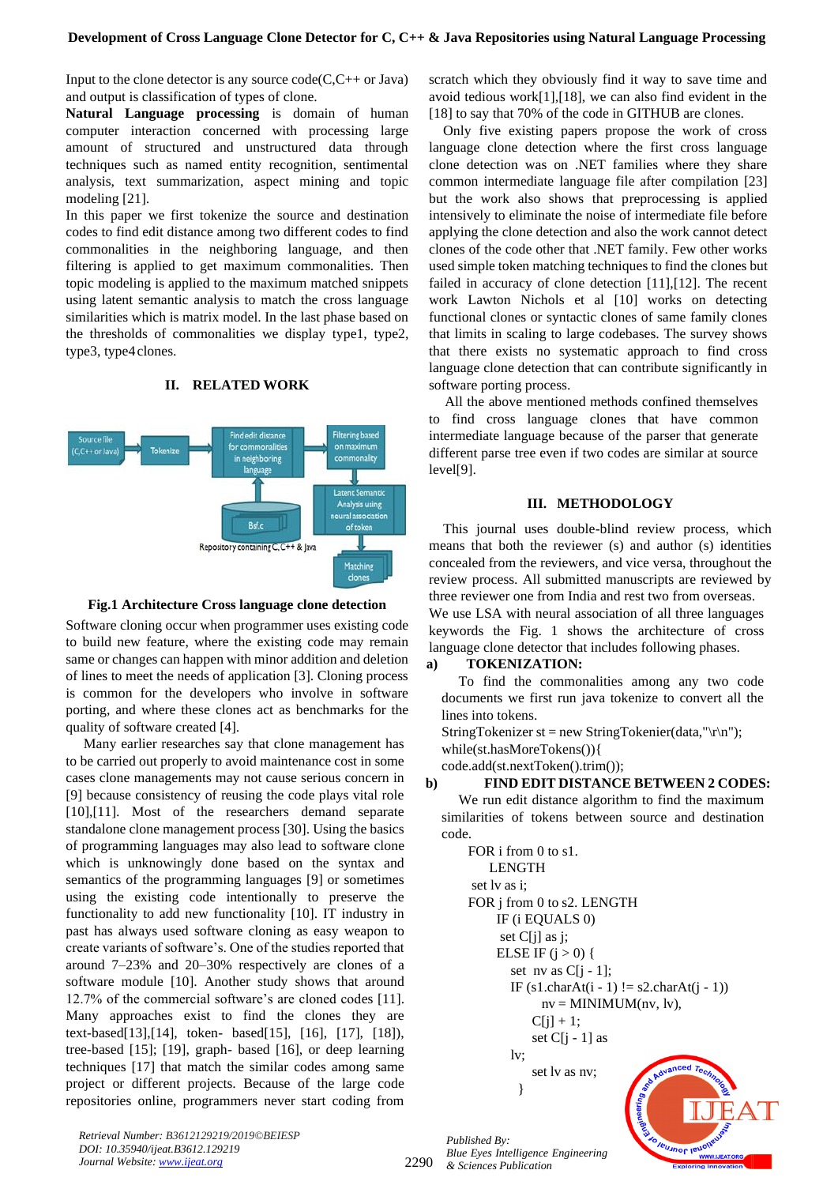Input to the clone detector is any source code(C,C++ or Java) and output is classification of types of clone.

**Natural Language processing** is domain of human computer interaction concerned with processing large amount of structured and unstructured data through techniques such as named entity recognition, sentimental analysis, text summarization, aspect mining and topic modeling [21].

In this paper we first tokenize the source and destination codes to find edit distance among two different codes to find commonalities in the neighboring language, and then filtering is applied to get maximum commonalities. Then topic modeling is applied to the maximum matched snippets using latent semantic analysis to match the cross language similarities which is matrix model. In the last phase based on the thresholds of commonalities we display type1, type2, type3, type4 clones.

## II. RELATED WORK

**Fig.1 Architecture Cross language clone detection**

Software cloning occur when programmer uses existing code to build new feature, where the existing code may remain same or changes can happen with minor addition and deletion of lines to meet the needs of application [3]. Cloning process is common for the developers who involve in software porting, and where these clones act as benchmarks for the quality of software created [4].

Many earlier researches say that clone management has to be carried out properly to avoid maintenance cost in some cases clone managements may not cause serious concern in [9] because consistency of reusing the code plays vital role [10],[11]. Most of the researchers demand separate standalone clone management process [30]. Using the basics of programming languages may also lead to software clone which is unknowingly done based on the syntax and semantics of the programming languages [9] or sometimes using the existing code intentionally to preserve the functionality to add new functionality [10]. IT industry in past has always used software cloning as easy weapon to create variants of software's. One of the studies reported that around 7–23% and 20–30% respectively are clones of a software module [10]. Another study shows that around 12.7% of the commercial software's are cloned codes [11]. Many approaches exist to find the clones they are text-based[13],[14], token- based[15], [16], [17], [18]), tree-based [15]; [19], graph- based [16], or deep learning techniques [17] that match the similar codes among same project or different projects. Because of the large code repositories online, programmers never start coding from scratch which they obviously find it way to save time and avoid tedious work[1],[18], we can also find evident in the [18] to say that 70% of the code in GITHUB are clones.

Only five existing papers propose the work of cross language clone detection where the first cross language clone detection was on .NET families where they share common intermediate language file after compilation [23] but the work also shows that preprocessing is applied intensively to eliminate the noise of intermediate file before applying the clone detection and also the work cannot detect clones of the code other that .NET family. Few other works used simple token matching techniques to find the clones but failed in accuracy of clone detection [11],[12]. The recent work Lawton Nichols et al [10] works on detecting functional clones or syntactic clones of same family clones that limits in scaling to large codebases. The survey shows that there exists no systematic approach to find cross language clone detection that can contribute significantly in software porting process.

All the above mentioned methods confined themselves to find cross language clones that have common intermediate language because of the parser that generate different parse tree even if two codes are similar at source level[9].

## III. METHODOLOGY

This journal uses double-blind review process, which means that both the reviewer (s) and author (s) identities concealed from the reviewers, and vice versa, throughout the review process. All submitted manuscripts are reviewed by three reviewer one from India and rest two from overseas.

We use LSA with neural association of all three languages keywords the Fig. 1 shows the architecture of cross language clone detector that includes following phases.

### a) TOKENIZATION:

To find the commonalities among any two code documents we first run java tokenize to convert all the lines into tokens.

```
StringTokenizer st = new StringTokenier(data,"\r\n");
while(st.hasMoreTokens()){
code.add(st.nextToken().trim());
```

### b) FIND EDIT DISTANCE BETWEEN 2 CODES:

We run edit distance algorithm to find the maximum similarities of tokens between source and destination code.

```
FOR i from 0 to s1.
    LENGTH
 set lv as i;
FOR j from 0 to s2. LENGTH
    IF (i EQUALS 0)
     set C[j] as j;
    ELSE IF (j > 0) {
      set  nv as C[j - 1];
      IF (s1.charAt(i - 1) != s2.charAt(j - 1))
            nv = MINIMUM(nv, lv),
           C[j] + 1;
           set C[j - 1] as
      lv;
           set lv as nv;
         }
```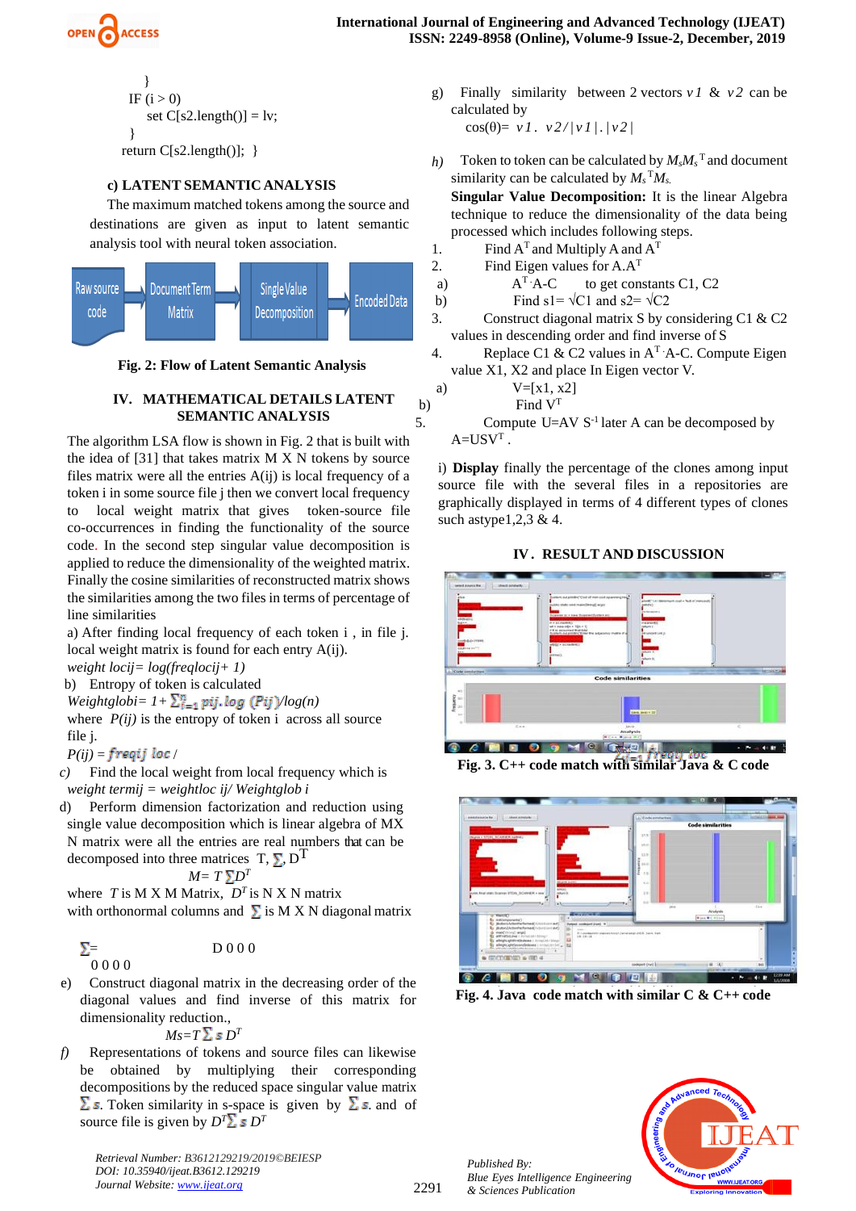```
    }
  IF (i > 0)
      set C[s2.length()] = lv;
  }
return C[s2.length()];  }
```

### c) LATENT SEMANTIC ANALYSIS

The maximum matched tokens among the source and destinations are given as input to latent semantic analysis tool with neural token association.

Raw source code → Document Term Matrix → Single Value Decomposition → Encoded Data

**Fig. 2: Flow of Latent Semantic Analysis**

## IV. MATHEMATICAL DETAILS LATENT SEMANTIC ANALYSIS

The algorithm LSA flow is shown in Fig. 2 that is built with the idea of [31] that takes matrix M X N tokens by source files matrix were all the entries A(ij) is local frequency of a token i in some source file j then we convert local frequency to local weight matrix that gives token-source file co-occurrences in finding the functionality of the source code. In the second step singular value decomposition is applied to reduce the dimensionality of the weighted matrix. Finally the cosine similarities of reconstructed matrix shows the similarities among the two files in terms of percentage of line similarities

a) After finding local frequency of each token i , in file j. local weight matrix is found for each entry A(ij).

*weight locij= log(freqlocij+ 1)*

b) Entropy of token is calculated

*Weightglobi=* $1+\sum_{j=1}^{n} pij.\log(Pij)/\log(n)$

where *P(ij)* is the entropy of token i across all source file j.

$P(ij) = freqij\ loc$ /

c) Find the weight from local frequency which is *weight termij = weightloc ij/ Weightglob i*

d) Perform dimension factorization and reduction using single value decomposition which is linear algebra of MX N matrix were all the entries are real numbers that can be decomposed into three matrices T, $\sum$, $D^T$

$$M= T\sum D^T$$

where *T* is M X M Matrix, $D^T$ is N X N matrix with orthonormal columns and $\sum$ is M X N diagonal matrix

$\sum$= D 0 0 0
0 0 0 0

e) Construct diagonal matrix in the decreasing order of the diagonal values and find inverse of this matrix for dimensionality reduction.,

$$Ms=T\sum_s D^T$$

f) Representations of tokens and source files can likewise be obtained by multiplying their corresponding decompositions by the reduced space singular value matrix $\sum s$. Token similarity in s-space is given by $\sum s$. and of source file is given by $D^T\sum_s D^T$

g) Finally similarity between 2 vectors *v1* & *v2* can be calculated by

$\cos(\theta)= v1.\ v2/|v1|.|v2|$

h) Token to token can be calculated by $M_sM_s^T$ and document similarity can be calculated by $M_s^TM_s$.

**Singular Value Decomposition:** It is the linear Algebra technique to reduce the dimensionality of the data being processed which includes following steps.

1. Find $A^T$ and Multiply A and $A^T$
2. Find Eigen values for $A.A^T$
   a) $A^T.A$-C to get constants C1, C2
   b) Find s1= √C1 and s2= √C2
3. Construct diagonal matrix S by considering C1 & C2 values in descending order and find inverse of S
4. Replace C1 & C2 values in $A^T.A$-C. Compute Eigen value X1, X2 and place In Eigen vector V.
   a) V=[x1, x2]
   b) Find $V^T$
5. Compute U=AV $S^{-1}$ later A can be decomposed by $A=USV^T$.

i) **Display** finally the percentage of the clones among input source file with the several files in a repositories are graphically displayed in terms of 4 different types of clones such astype1,2,3 & 4.

## IV. RESULT AND DISCUSSION

**Fig. 3. C++ code match with similar Java & C code**

**Fig. 4. Java code match with similar C & C++ code**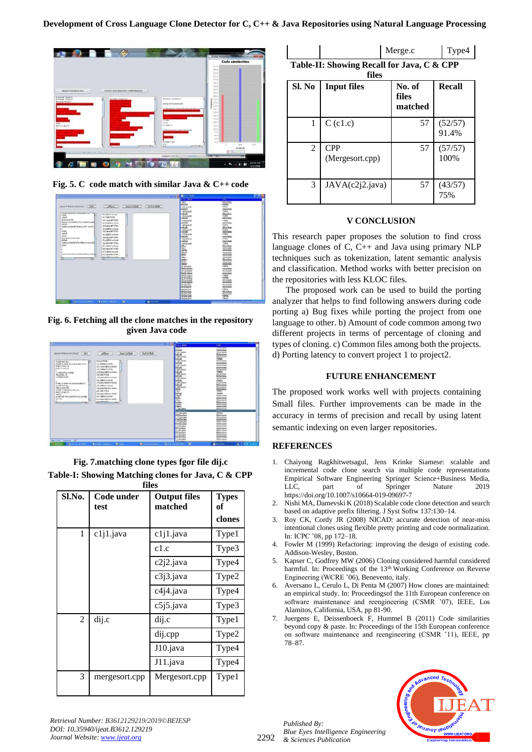Fig. 5. C code match with similar Java & C++ code

Fig. 6. Fetching all the clone matches in the repository given Java code

Fig. 7.matching clone types fgor file dij.c

Table-I: Showing Matching clones for Java, C & CPP files

| Sl.No. | Code under test | Output files matched | Types of clones |
|---|---|---|---|
| 1 | c1j1.java | c1j1.java | Type1 |
| | | c1.c | Type3 |
| | | c2j2.java | Type4 |
| | | c3j3.java | Type2 |
| | | c4j4.java | Type4 |
| | | c5j5.java | Type3 |
| 2 | dij.c | dij.c | Type1 |
| | | dij.cpp | Type2 |
| | | J10.java | Type4 |
| | | J11.java | Type4 |
| 3 | mergesort.cpp | Mergesort.cpp | Type1 |
| | | Merge.c | Type4 |

Table-II: Showing Recall for Java, C & CPP files

| Sl. No | Input files | No. of files matched | Recall |
|---|---|---|---|
| 1 | C (c1.c) | 57 | (52/57) 91.4% |
| 2 | CPP (Mergesort.cpp) | 57 | (57/57) 100% |
| 3 | JAVA(c2j2.java) | 57 | (43/57) 75% |

## V CONCLUSION

This research paper proposes the solution to find cross language clones of C, C++ and Java using primary NLP techniques such as tokenization, latent semantic analysis and classification. Method works with better precision on the repositories with less KLOC files.

The proposed work can be used to build the porting analyzer that helps to find following answers during code porting a) Bug fixes while porting the project from one language to other. b) Amount of code common among two different projects in terms of percentage of cloning and types of cloning. c) Common files among both the projects. d) Porting latency to convert project 1 to project2.

## FUTURE ENHANCEMENT

The proposed work works well with projects containing Small files. Further improvements can be made in the accuracy in terms of precision and recall by using latent semantic indexing on even larger repositories.

## REFERENCES

1. Chaiyong Ragkhitwetsagul, Jens Krinke Siamese: scalable and incremental code clone search via multiple code representations Empirical Software Engineering Springer Science+Business Media, LLC, part of Springer Nature 2019 https://doi.org/10.1007/s10664-019-09697-7
2. Nishi MA, Damevski K (2018) Scalable code clone detection and search based on adaptive prefix filtering. J Syst Softw 137:130–14.
3. Roy CK, Cordy JR (2008) NICAD: accurate detection of near-miss intentional clones using flexible pretty printing and code normalization. In: ICPC '08, pp 172–18.
4. Fowler M (1999) Refactoring: improving the design of existing code. Addison-Wesley, Boston.
5. Kapser C, Godfrey MW (2006) Cloning considered harmful considered harmful. In: Proceedings of the 13th Working Conference on Reverse Engineering (WCRE '06), Benevento, italy.
6. Aversano L, Cerulo L, Di Penta M (2007) How clones are maintained: an empirical study. In: Proceedingsof the 11th European conference on software maintenance and reengineering (CSMR '07), IEEE, Los Alamitos, California, USA, pp 81-90.
7. Juergens E, Deissenboeck F, Hummel B (2011) Code similarities beyond copy & paste. In: Proceedings of the 15th European conference on software maintenance and reengineering (CSMR '11), IEEE, pp 78–87.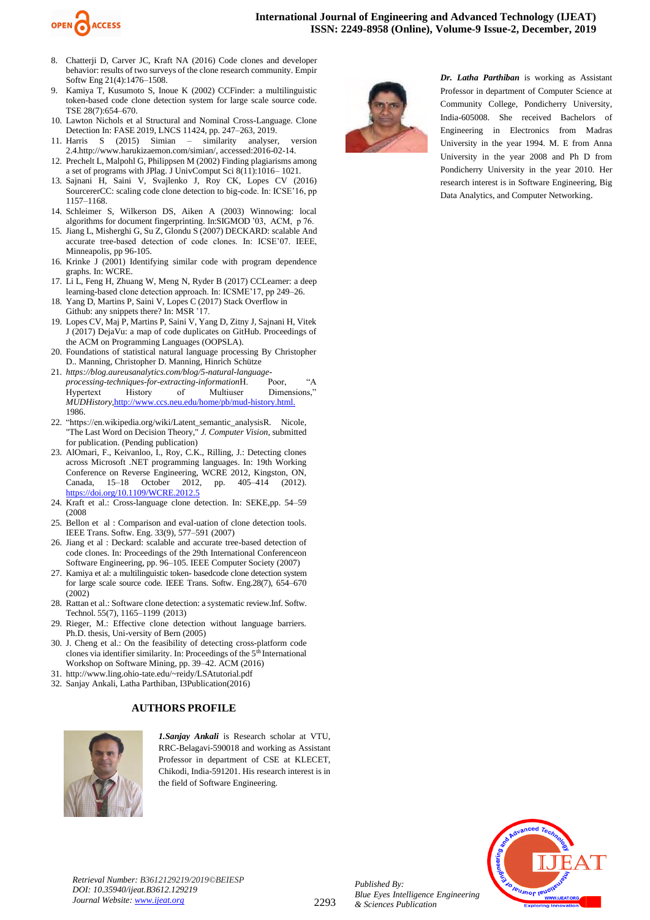8. Chatterji D, Carver JC, Kraft NA (2016) Code clones and developer behavior: results of two surveys of the clone research community. Empir Softw Eng 21(4):1476–1508.
9. Kamiya T, Kusumoto S, Inoue K (2002) CCFinder: a multilinguistic token-based code clone detection system for large scale source code. TSE 28(7):654–670.
10. Lawton Nichols et al Structural and Nominal Cross-Language. Clone Detection In: FASE 2019, LNCS 11424, pp. 247–263, 2019.
11. Harris S (2015) Simian – similarity analyser, version 2.4.http://www.harukizaemon.com/simian/, accessed:2016-02-14.
12. Prechelt L, Malpohl G, Philippsen M (2002) Finding plagiarisms among a set of programs with JPlag. J UnivComput Sci 8(11):1016– 1021.
13. Sajnani H, Saini V, Svajlenko J, Roy CK, Lopes CV (2016) SourcererCC: scaling code clone detection to big-code. In: ICSE'16, pp 1157–1168.
14. Schleimer S, Wilkerson DS, Aiken A (2003) Winnowing: local algorithms for document fingerprinting. In:SIGMOD '03, ACM, p 76.
15. Jiang L, Misherghi G, Su Z, Glondu S (2007) DECKARD: scalable And accurate tree-based detection of code clones. In: ICSE'07. IEEE, Minneapolis, pp 96-105.
16. Krinke J (2001) Identifying similar code with program dependence graphs. In: WCRE.
17. Li L, Feng H, Zhuang W, Meng N, Ryder B (2017) CCLearner: a deep learning-based clone detection approach. In: ICSME'17, pp 249–26.
18. Yang D, Martins P, Saini V, Lopes C (2017) Stack Overflow in Github: any snippets there? In: MSR '17.
19. Lopes CV, Maj P, Martins P, Saini V, Yang D, Zitny J, Sajnani H, Vitek J (2017) DejaVu: a map of code duplicates on GitHub. Proceedings of the ACM on Programming Languages (OOPSLA).
20. Foundations of statistical natural language processing By Christopher D.. Manning, Christopher D. Manning, Hinrich Schütze
21. *https://blog.aureusanalytics.com/blog/5-natural-language-processing-techniques-for-extracting-information*H. Poor, "A Hypertext History of Multiuser Dimensions," *MUDHistory*,http://www.ccs.neu.edu/home/pb/mud-history.html. 1986.
22. "https://en.wikipedia.org/wiki/Latent_semantic_analysisR. Nicole, "The Last Word on Decision Theory," *J. Computer Vision*, submitted for publication. (Pending publication)
23. AlOmari, F., Keivanloo, I., Roy, C.K., Rilling, J.: Detecting clones across Microsoft .NET programming languages. In: 19th Working Conference on Reverse Engineering, WCRE 2012, Kingston, ON, Canada, 15–18 October 2012, pp. 405–414 (2012). https://doi.org/10.1109/WCRE.2012.5
24. Kraft et al.: Cross-language clone detection. In: SEKE,pp. 54–59 (2008
25. Bellon et al : Comparison and eval-uation of clone detection tools. IEEE Trans. Softw. Eng. 33(9), 577–591 (2007)
26. Jiang et al : Deckard: scalable and accurate tree-based detection of code clones. In: Proceedings of the 29th International Conferenceon Software Engineering, pp. 96–105. IEEE Computer Society (2007)
27. Kamiya et al: a multilinguistic token- basedcode clone detection system for large scale source code. IEEE Trans. Softw. Eng.28(7), 654–670 (2002)
28. Rattan et al.: Software clone detection: a systematic review.Inf. Softw. Technol. 55(7), 1165–1199 (2013)
29. Rieger, M.: Effective clone detection without language barriers. Ph.D. thesis, Uni-versity of Bern (2005)
30. J. Cheng et al.: On the feasibility of detecting cross-platform code clones via identifier similarity. In: Proceedings of the 5th International Workshop on Software Mining, pp. 39–42. ACM (2016)
31. http://www.ling.ohio-tate.edu/~reidy/LSAtutorial.pdf
32. Sanjay Ankali, Latha Parthiban, I3Publication(2016)

## AUTHORS PROFILE

***1.Sanjay Ankali*** is Research scholar at VTU, RRC-Belagavi-590018 and working as Assistant Professor in department of CSE at KLECET, Chikodi, India-591201. His research interest is in the field of Software Engineering.

***Dr. Latha Parthiban*** is working as Assistant Professor in department of Computer Science at Community College, Pondicherry University, India-605008. She received Bachelors of Engineering in Electronics from Madras University in the year 1994. M. E from Anna University in the year 2008 and Ph D from Pondicherry University in the year 2010. Her research interest is in Software Engineering, Big Data Analytics, and Computer Networking.